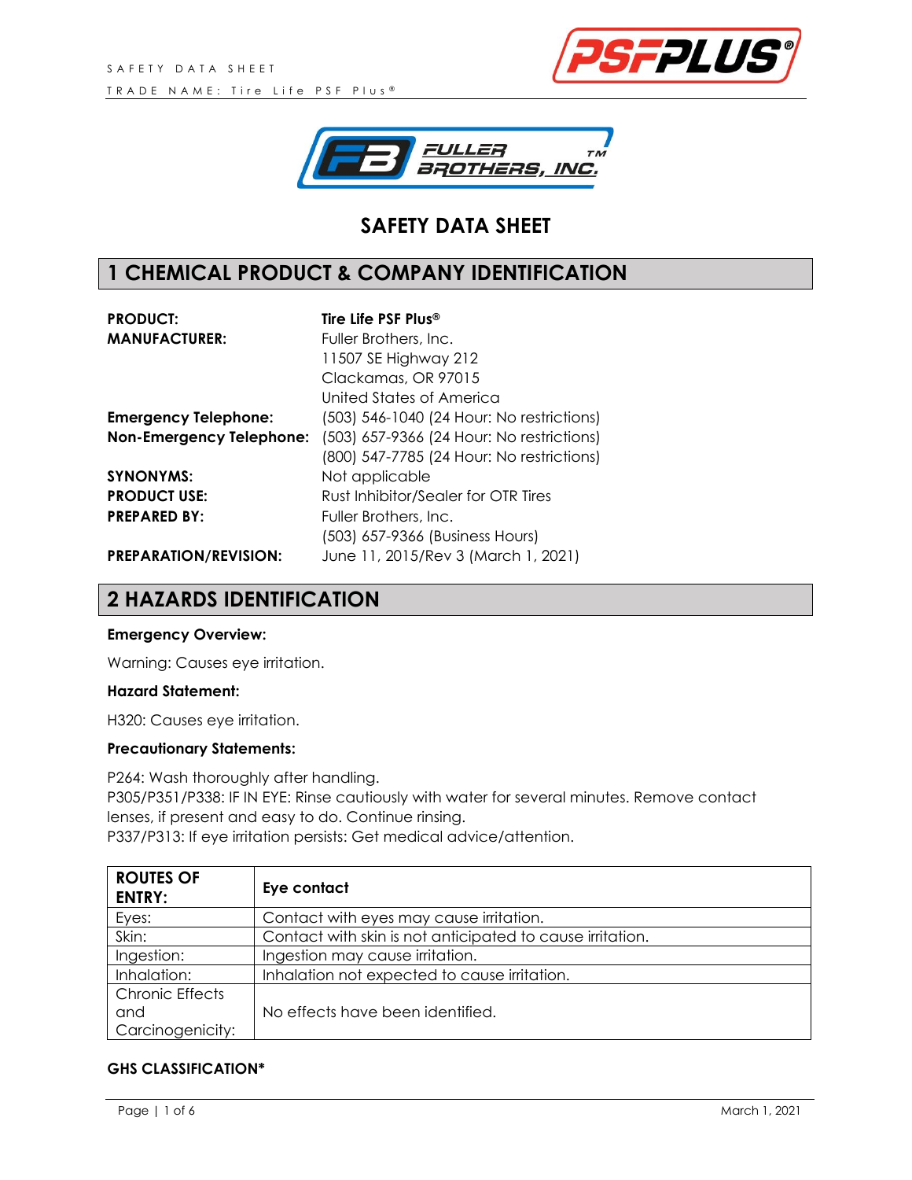# SAFETY DATA SHEET

## 1 CHEMICAL PRODUCT & COMPANY IDENTIFICATION

| | |
|---|---|
| **PRODUCT:** | **Tire Life PSF Plus®** |
| **MANUFACTURER:** | Fuller Brothers, Inc.<br>11507 SE Highway 212<br>Clackamas, OR 97015<br>United States of America |
| **Emergency Telephone:** | (503) 546-1040 (24 Hour: No restrictions) |
| **Non-Emergency Telephone:** | (503) 657-9366 (24 Hour: No restrictions)<br>(800) 547-7785 (24 Hour: No restrictions) |
| **SYNONYMS:** | Not applicable |
| **PRODUCT USE:** | Rust Inhibitor/Sealer for OTR Tires |
| **PREPARED BY:** | Fuller Brothers, Inc.<br>(503) 657-9366 (Business Hours) |
| **PREPARATION/REVISION:** | June 11, 2015/Rev 3 (March 1, 2021) |

## 2 HAZARDS IDENTIFICATION

**Emergency Overview:**

Warning: Causes eye irritation.

**Hazard Statement:**

H320: Causes eye irritation.

**Precautionary Statements:**

P264: Wash thoroughly after handling.
P305/P351/P338: IF IN EYE: Rinse cautiously with water for several minutes. Remove contact lenses, if present and easy to do. Continue rinsing.
P337/P313: If eye irritation persists: Get medical advice/attention.

| **ROUTES OF ENTRY:** | **Eye contact** |
|---|---|
| Eyes: | Contact with eyes may cause irritation. |
| Skin: | Contact with skin is not anticipated to cause irritation. |
| Ingestion: | Ingestion may cause irritation. |
| Inhalation: | Inhalation not expected to cause irritation. |
| Chronic Effects and Carcinogenicity: | No effects have been identified. |

**GHS CLASSIFICATION***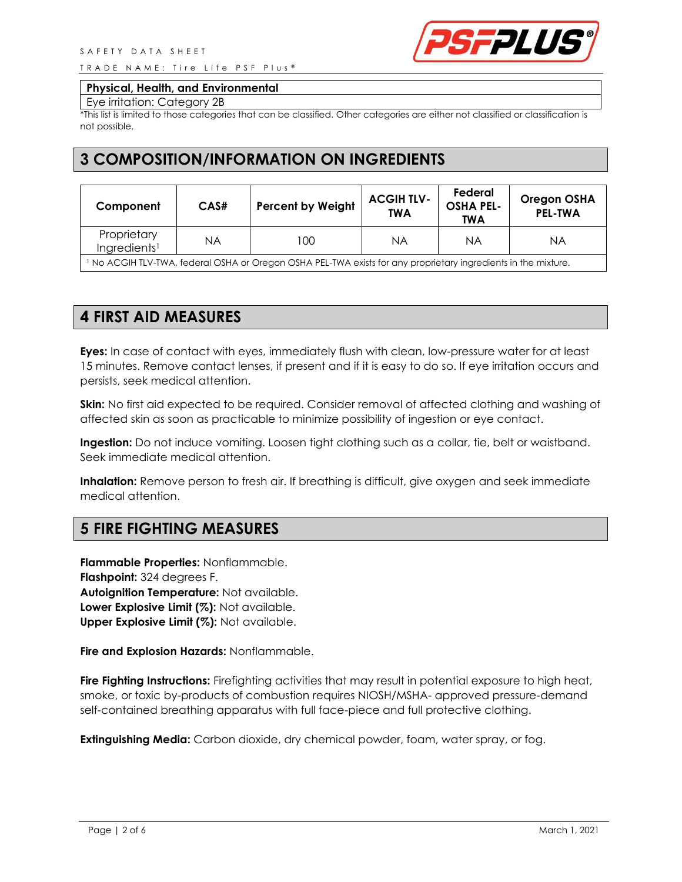| Physical, Health, and Environmental |
| --- |
| Eye irritation: Category 2B |

*This list is limited to those categories that can be classified. Other categories are either not classified or classification is not possible.

## 3 COMPOSITION/INFORMATION ON INGREDIENTS

| Component | CAS# | Percent by Weight | ACGIH TLV-TWA | Federal OSHA PEL-TWA | Oregon OSHA PEL-TWA |
| --- | --- | --- | --- | --- | --- |
| Proprietary Ingredients[1] | NA | 100 | NA | NA | NA |
| [1] No ACGIH TLV-TWA, federal OSHA or Oregon OSHA PEL-TWA exists for any proprietary ingredients in the mixture. | | | | | |

## 4 FIRST AID MEASURES

**Eyes:** In case of contact with eyes, immediately flush with clean, low-pressure water for at least 15 minutes. Remove contact lenses, if present and if it is easy to do so. If eye irritation occurs and persists, seek medical attention.

**Skin:** No first aid expected to be required. Consider removal of affected clothing and washing of affected skin as soon as practicable to minimize possibility of ingestion or eye contact.

**Ingestion:** Do not induce vomiting. Loosen tight clothing such as a collar, tie, belt or waistband. Seek immediate medical attention.

**Inhalation:** Remove person to fresh air. If breathing is difficult, give oxygen and seek immediate medical attention.

## 5 FIRE FIGHTING MEASURES

**Flammable Properties:** Nonflammable.
**Flashpoint:** 324 degrees F.
**Autoignition Temperature:** Not available.
**Lower Explosive Limit (%):** Not available.
**Upper Explosive Limit (%):** Not available.

**Fire and Explosion Hazards:** Nonflammable.

**Fire Fighting Instructions:** Firefighting activities that may result in potential exposure to high heat, smoke, or toxic by-products of combustion requires NIOSH/MSHA- approved pressure-demand self-contained breathing apparatus with full face-piece and full protective clothing.

**Extinguishing Media:** Carbon dioxide, dry chemical powder, foam, water spray, or fog.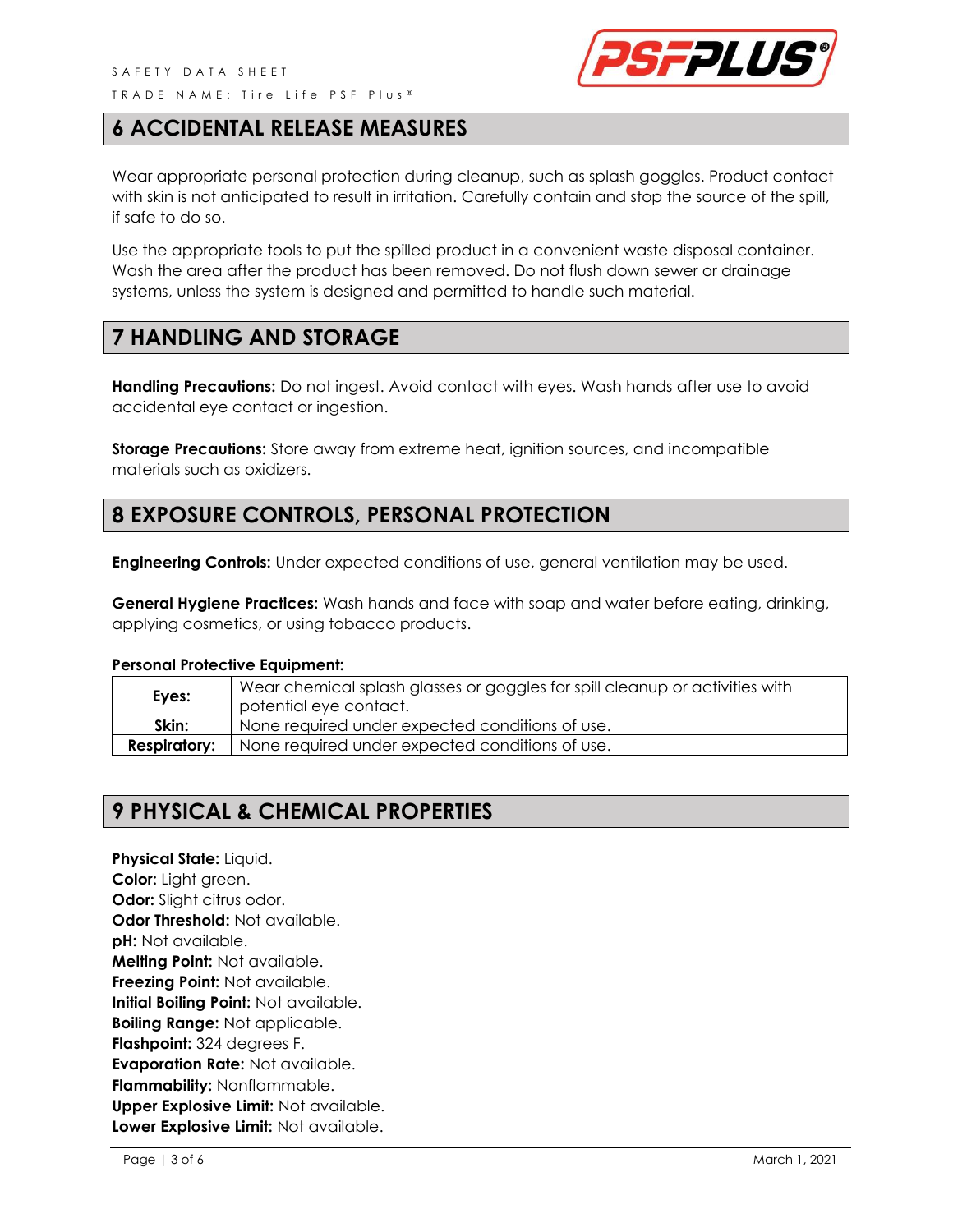## 6 ACCIDENTAL RELEASE MEASURES

Wear appropriate personal protection during cleanup, such as splash goggles. Product contact with skin is not anticipated to result in irritation. Carefully contain and stop the source of the spill, if safe to do so.

Use the appropriate tools to put the spilled product in a convenient waste disposal container. Wash the area after the product has been removed. Do not flush down sewer or drainage systems, unless the system is designed and permitted to handle such material.

## 7 HANDLING AND STORAGE

**Handling Precautions:** Do not ingest. Avoid contact with eyes. Wash hands after use to avoid accidental eye contact or ingestion.

**Storage Precautions:** Store away from extreme heat, ignition sources, and incompatible materials such as oxidizers.

## 8 EXPOSURE CONTROLS, PERSONAL PROTECTION

**Engineering Controls:** Under expected conditions of use, general ventilation may be used.

**General Hygiene Practices:** Wash hands and face with soap and water before eating, drinking, applying cosmetics, or using tobacco products.

**Personal Protective Equipment:**

| | |
|---|---|
| **Eyes:** | Wear chemical splash glasses or goggles for spill cleanup or activities with potential eye contact. |
| **Skin:** | None required under expected conditions of use. |
| **Respiratory:** | None required under expected conditions of use. |

## 9 PHYSICAL & CHEMICAL PROPERTIES

**Physical State:** Liquid.
**Color:** Light green.
**Odor:** Slight citrus odor.
**Odor Threshold:** Not available.
**pH:** Not available.
**Melting Point:** Not available.
**Freezing Point:** Not available.
**Initial Boiling Point:** Not available.
**Boiling Range:** Not applicable.
**Flashpoint:** 324 degrees F.
**Evaporation Rate:** Not available.
**Flammability:** Nonflammable.
**Upper Explosive Limit:** Not available.
**Lower Explosive Limit:** Not available.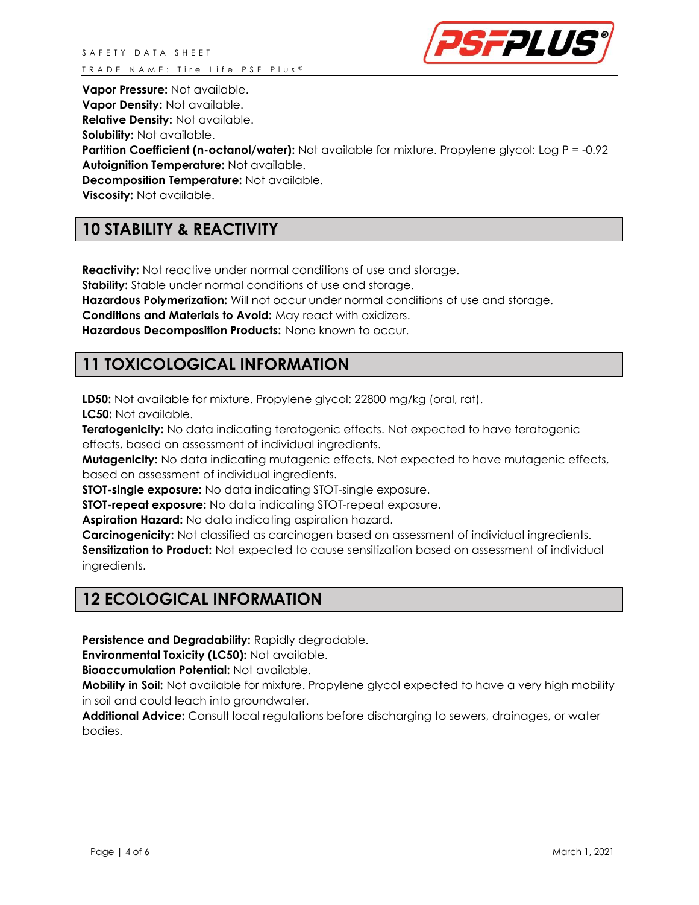**Vapor Pressure:** Not available.
**Vapor Density:** Not available.
**Relative Density:** Not available.
**Solubility:** Not available.
**Partition Coefficient (n-octanol/water):** Not available for mixture. Propylene glycol: Log P = -0.92
**Autoignition Temperature:** Not available.
**Decomposition Temperature:** Not available.
**Viscosity:** Not available.

## 10 STABILITY & REACTIVITY

**Reactivity:** Not reactive under normal conditions of use and storage.
**Stability:** Stable under normal conditions of use and storage.
**Hazardous Polymerization:** Will not occur under normal conditions of use and storage.
**Conditions and Materials to Avoid:** May react with oxidizers.
**Hazardous Decomposition Products:** None known to occur.

## 11 TOXICOLOGICAL INFORMATION

**LD50:** Not available for mixture. Propylene glycol: 22800 mg/kg (oral, rat).
**LC50:** Not available.
**Teratogenicity:** No data indicating teratogenic effects. Not expected to have teratogenic effects, based on assessment of individual ingredients.
**Mutagenicity:** No data indicating mutagenic effects. Not expected to have mutagenic effects, based on assessment of individual ingredients.
**STOT-single exposure:** No data indicating STOT-single exposure.
**STOT-repeat exposure:** No data indicating STOT-repeat exposure.
**Aspiration Hazard:** No data indicating aspiration hazard.
**Carcinogenicity:** Not classified as carcinogen based on assessment of individual ingredients.
**Sensitization to Product:** Not expected to cause sensitization based on assessment of individual ingredients.

## 12 ECOLOGICAL INFORMATION

**Persistence and Degradability:** Rapidly degradable.
**Environmental Toxicity (LC50):** Not available.
**Bioaccumulation Potential:** Not available.
**Mobility in Soil:** Not available for mixture. Propylene glycol expected to have a very high mobility in soil and could leach into groundwater.
**Additional Advice:** Consult local regulations before discharging to sewers, drainages, or water bodies.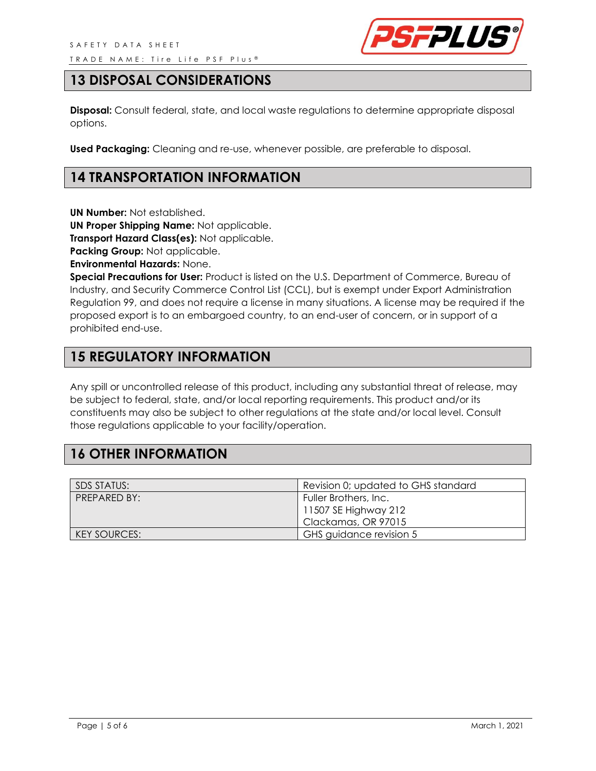## 13 DISPOSAL CONSIDERATIONS

**Disposal:** Consult federal, state, and local waste regulations to determine appropriate disposal options.

**Used Packaging:** Cleaning and re-use, whenever possible, are preferable to disposal.

## 14 TRANSPORTATION INFORMATION

**UN Number:** Not established.
**UN Proper Shipping Name:** Not applicable.
**Transport Hazard Class(es):** Not applicable.
**Packing Group:** Not applicable.
**Environmental Hazards:** None.
**Special Precautions for User:** Product is listed on the U.S. Department of Commerce, Bureau of Industry, and Security Commerce Control List (CCL), but is exempt under Export Administration Regulation 99, and does not require a license in many situations. A license may be required if the proposed export is to an embargoed country, to an end-user of concern, or in support of a prohibited end-use.

## 15 REGULATORY INFORMATION

Any spill or uncontrolled release of this product, including any substantial threat of release, may be subject to federal, state, and/or local reporting requirements. This product and/or its constituents may also be subject to other regulations at the state and/or local level. Consult those regulations applicable to your facility/operation.

## 16 OTHER INFORMATION

| | |
|---|---|
| SDS STATUS: | Revision 0; updated to GHS standard |
| PREPARED BY: | Fuller Brothers, Inc.<br>11507 SE Highway 212<br>Clackamas, OR 97015 |
| KEY SOURCES: | GHS guidance revision 5 |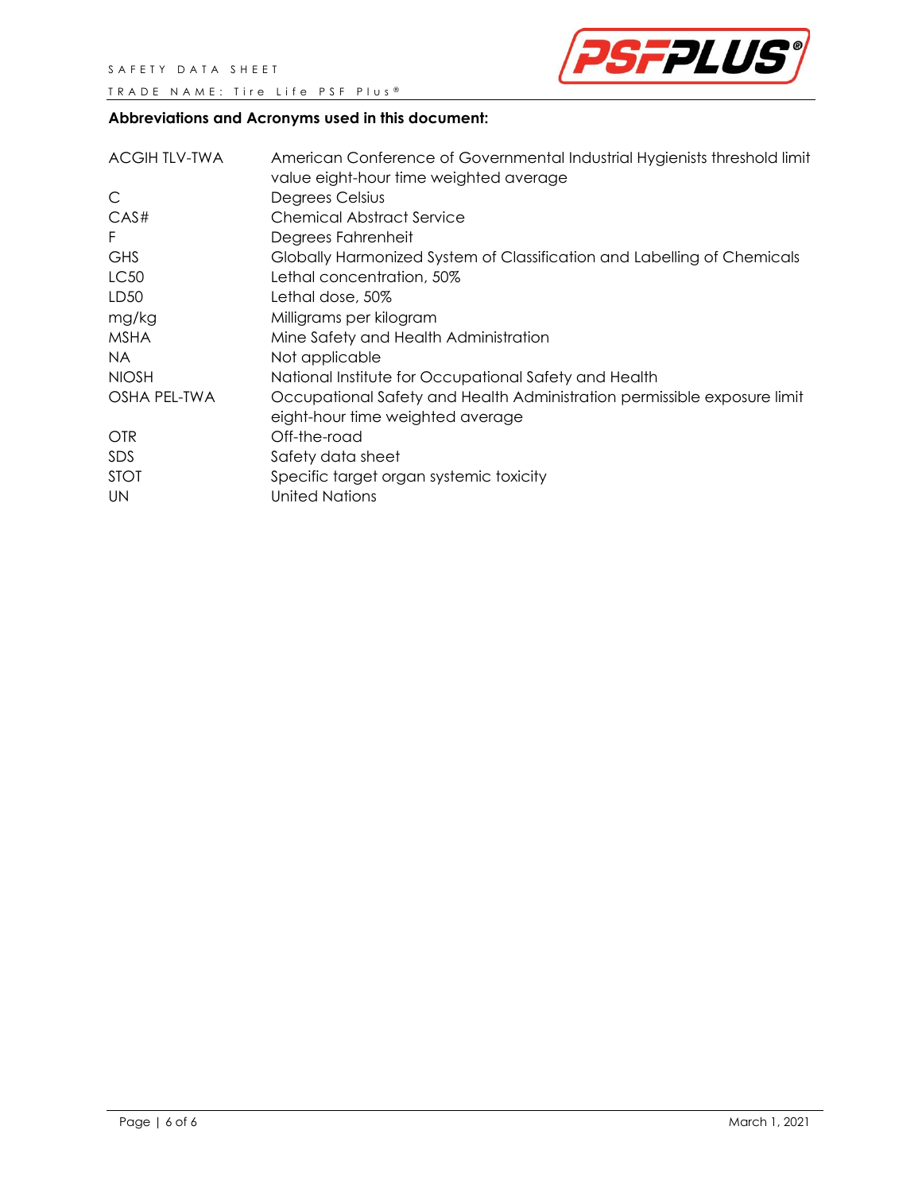**Abbreviations and Acronyms used in this document:**

| | |
|---|---|
| ACGIH TLV-TWA | American Conference of Governmental Industrial Hygienists threshold limit value eight-hour time weighted average |
| C | Degrees Celsius |
| CAS# | Chemical Abstract Service |
| F | Degrees Fahrenheit |
| GHS | Globally Harmonized System of Classification and Labelling of Chemicals |
| LC50 | Lethal concentration, 50% |
| LD50 | Lethal dose, 50% |
| mg/kg | Milligrams per kilogram |
| MSHA | Mine Safety and Health Administration |
| NA | Not applicable |
| NIOSH | National Institute for Occupational Safety and Health |
| OSHA PEL-TWA | Occupational Safety and Health Administration permissible exposure limit eight-hour time weighted average |
| OTR | Off-the-road |
| SDS | Safety data sheet |
| STOT | Specific target organ systemic toxicity |
| UN | United Nations |